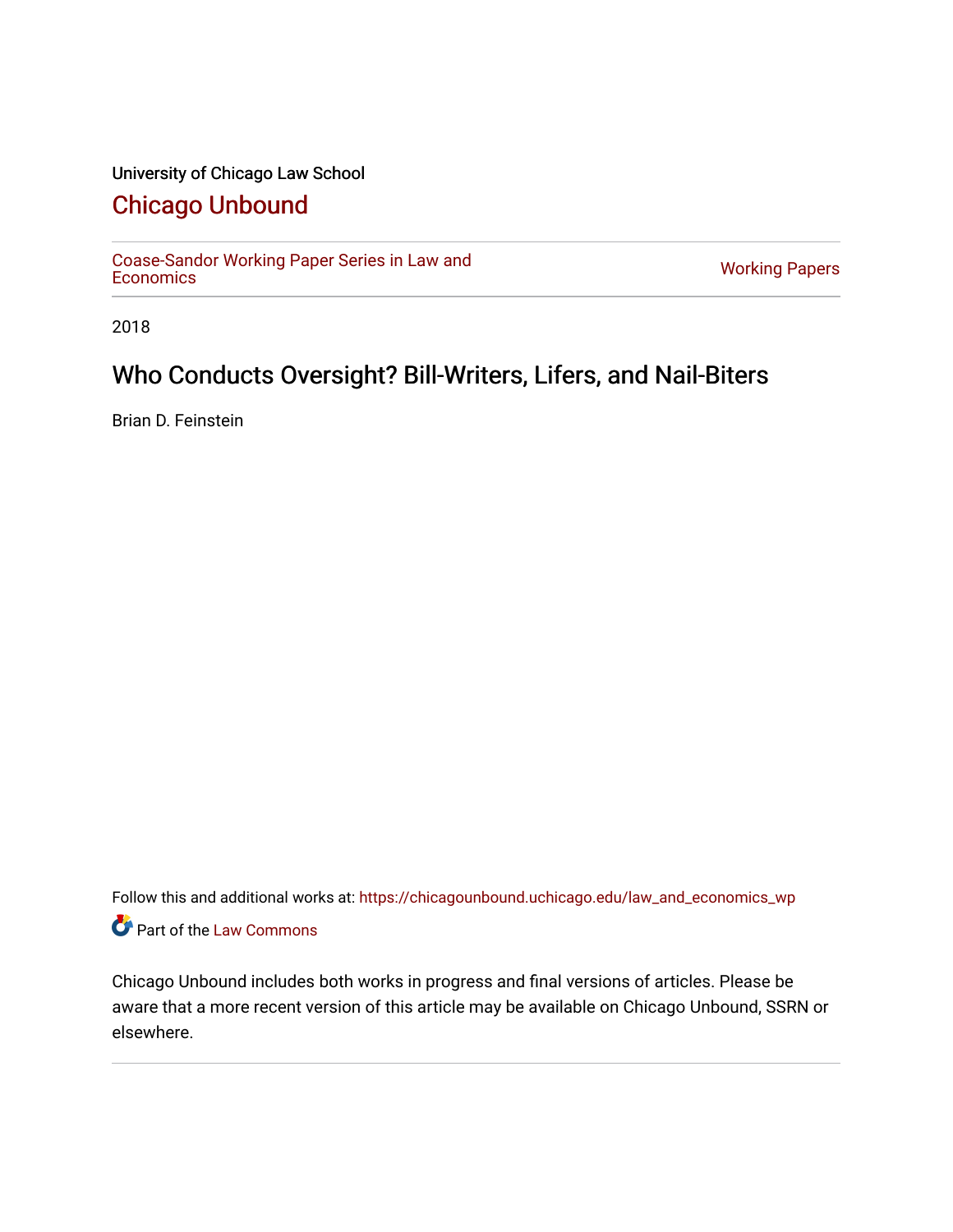University of Chicago Law School

## Chicago Unbound

Coase-Sandor Working Paper Series in Law and Economics

Working Papers

2018

# Who Conducts Oversight? Bill-Writers, Lifers, and Nail-Biters

Brian D. Feinstein

Follow this and additional works at: https://chicagounbound.uchicago.edu/law_and_economics_wp

Part of the Law Commons

Chicago Unbound includes both works in progress and final versions of articles. Please be aware that a more recent version of this article may be available on Chicago Unbound, SSRN or elsewhere.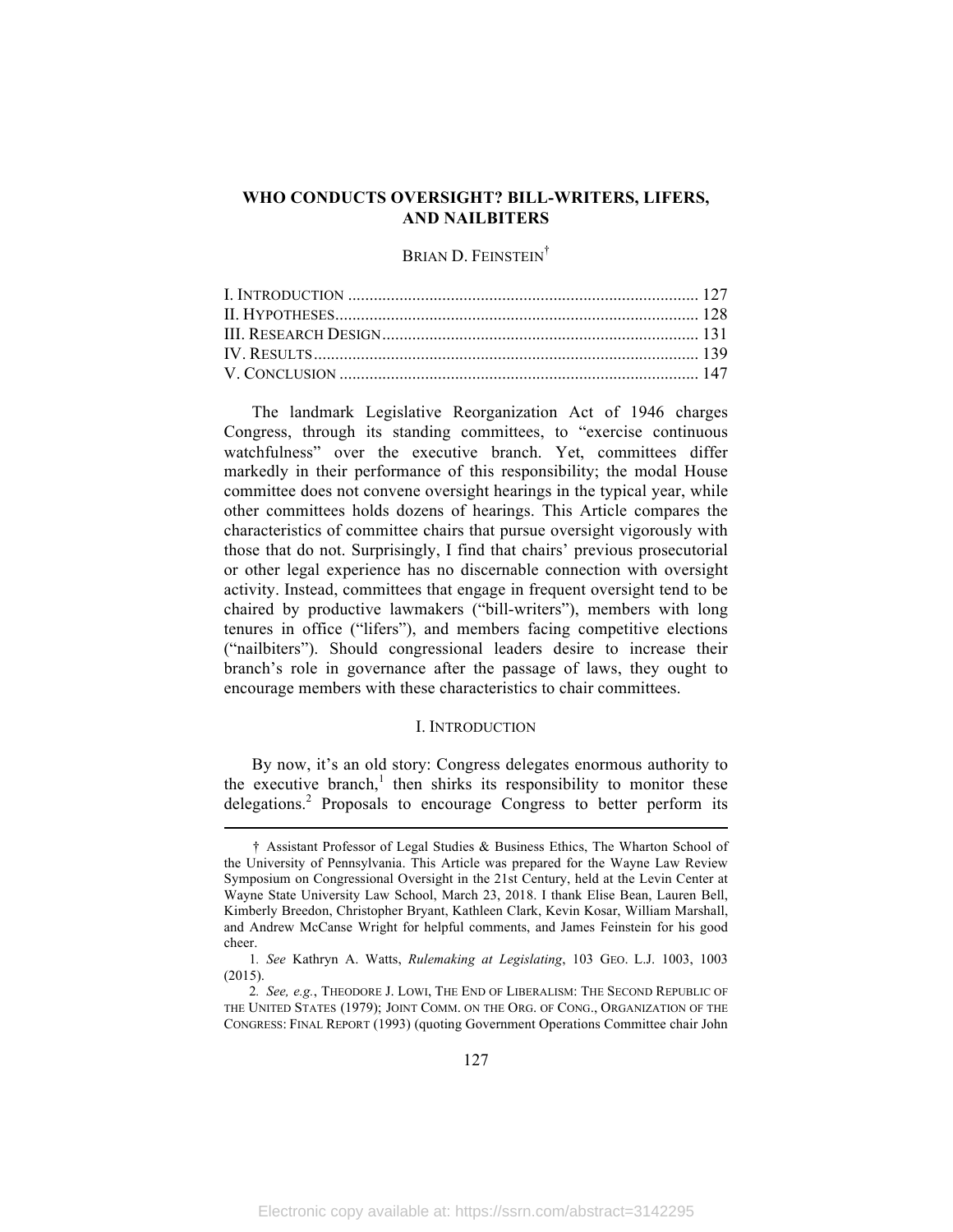# WHO CONDUCTS OVERSIGHT? BILL-WRITERS, LIFERS, AND NAILBITERS

BRIAN D. FEINSTEIN[†]

I. INTRODUCTION ..... 127
II. HYPOTHESES ..... 128
III. RESEARCH DESIGN ..... 131
IV. RESULTS ..... 139
V. CONCLUSION ..... 147

The landmark Legislative Reorganization Act of 1946 charges Congress, through its standing committees, to "exercise continuous watchfulness" over the executive branch. Yet, committees differ markedly in their performance of this responsibility; the modal House committee does not convene oversight hearings in the typical year, while other committees holds dozens of hearings. This Article compares the characteristics of committee chairs that pursue oversight vigorously with those that do not. Surprisingly, I find that chairs' previous prosecutorial or other legal experience has no discernable connection with oversight activity. Instead, committees that engage in frequent oversight tend to be chaired by productive lawmakers ("bill-writers"), members with long tenures in office ("lifers"), and members facing competitive elections ("nailbiters"). Should congressional leaders desire to increase their branch's role in governance after the passage of laws, they ought to encourage members with these characteristics to chair committees.

## I. INTRODUCTION

By now, it's an old story: Congress delegates enormous authority to the executive branch,[1] then shirks its responsibility to monitor these delegations.[2] Proposals to encourage Congress to better perform its

---

† Assistant Professor of Legal Studies & Business Ethics, The Wharton School of the University of Pennsylvania. This Article was prepared for the Wayne Law Review Symposium on Congressional Oversight in the 21st Century, held at the Levin Center at Wayne State University Law School, March 23, 2018. I thank Elise Bean, Lauren Bell, Kimberly Breedon, Christopher Bryant, Kathleen Clark, Kevin Kosar, William Marshall, and Andrew McCanse Wright for helpful comments, and James Feinstein for his good cheer.

1. *See* Kathryn A. Watts, *Rulemaking at Legislating*, 103 GEO. L.J. 1003, 1003 (2015).

2. *See, e.g.*, THEODORE J. LOWI, THE END OF LIBERALISM: THE SECOND REPUBLIC OF THE UNITED STATES (1979); JOINT COMM. ON THE ORG. OF CONG., ORGANIZATION OF THE CONGRESS: FINAL REPORT (1993) (quoting Government Operations Committee chair John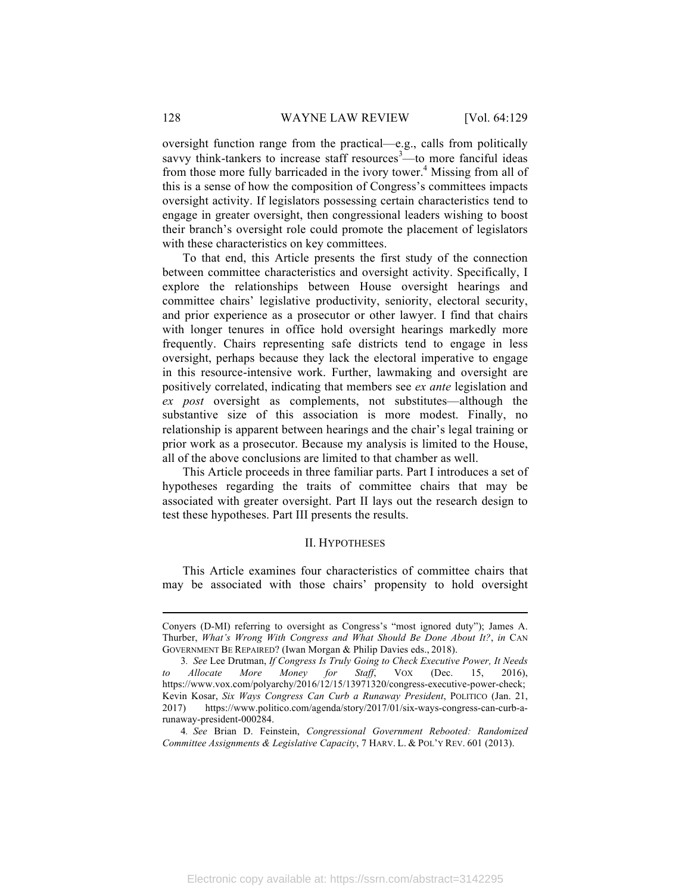oversight function range from the practical—e.g., calls from politically savvy think-tankers to increase staff resources[3]—to more fanciful ideas from those more fully barricaded in the ivory tower.[4] Missing from all of this is a sense of how the composition of Congress's committees impacts oversight activity. If legislators possessing certain characteristics tend to engage in greater oversight, then congressional leaders wishing to boost their branch's oversight role could promote the placement of legislators with these characteristics on key committees.

To that end, this Article presents the first study of the connection between committee characteristics and oversight activity. Specifically, I explore the relationships between House oversight hearings and committee chairs' legislative productivity, seniority, electoral security, and prior experience as a prosecutor or other lawyer. I find that chairs with longer tenures in office hold oversight hearings markedly more frequently. Chairs representing safe districts tend to engage in less oversight, perhaps because they lack the electoral imperative to engage in this resource-intensive work. Further, lawmaking and oversight are positively correlated, indicating that members see *ex ante* legislation and *ex post* oversight as complements, not substitutes—although the substantive size of this association is more modest. Finally, no relationship is apparent between hearings and the chair's legal training or prior work as a prosecutor. Because my analysis is limited to the House, all of the above conclusions are limited to that chamber as well.

This Article proceeds in three familiar parts. Part I introduces a set of hypotheses regarding the traits of committee chairs that may be associated with greater oversight. Part II lays out the research design to test these hypotheses. Part III presents the results.

## II. HYPOTHESES

This Article examines four characteristics of committee chairs that may be associated with those chairs' propensity to hold oversight

---

Conyers (D-MI) referring to oversight as Congress's "most ignored duty"); James A. Thurber, *What's Wrong With Congress and What Should Be Done About It?*, *in* CAN GOVERNMENT BE REPAIRED? (Iwan Morgan & Philip Davies eds., 2018).

3. *See* Lee Drutman, *If Congress Is Truly Going to Check Executive Power, It Needs to Allocate More Money for Staff*, VOX (Dec. 15, 2016), https://www.vox.com/polyarchy/2016/12/15/13971320/congress-executive-power-check; Kevin Kosar, *Six Ways Congress Can Curb a Runaway President*, POLITICO (Jan. 21, 2017) https://www.politico.com/agenda/story/2017/01/six-ways-congress-can-curb-a-runaway-president-000284.

4. *See* Brian D. Feinstein, *Congressional Government Rebooted: Randomized Committee Assignments & Legislative Capacity*, 7 HARV. L. & POL'Y REV. 601 (2013).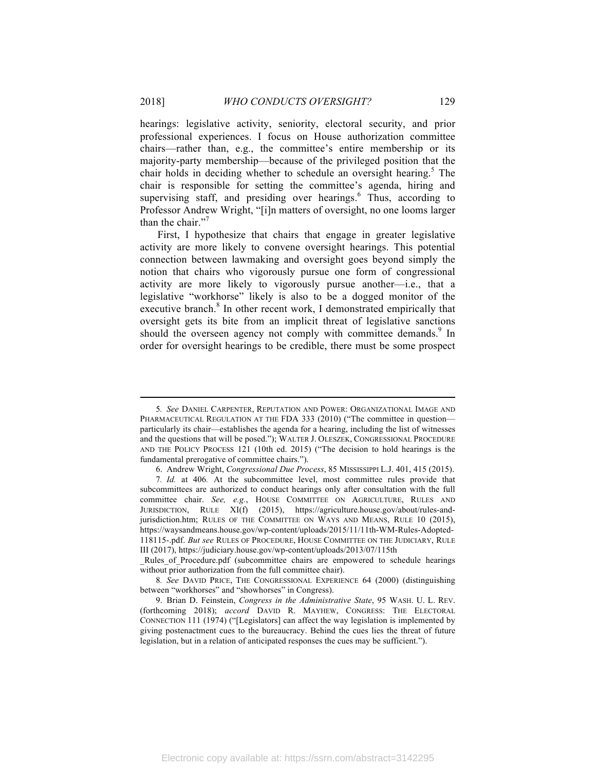hearings: legislative activity, seniority, electoral security, and prior professional experiences. I focus on House authorization committee chairs—rather than, e.g., the committee's entire membership or its majority-party membership—because of the privileged position that the chair holds in deciding whether to schedule an oversight hearing.[5] The chair is responsible for setting the committee's agenda, hiring and supervising staff, and presiding over hearings.[6] Thus, according to Professor Andrew Wright, "[i]n matters of oversight, no one looms larger than the chair."[7]

First, I hypothesize that chairs that engage in greater legislative activity are more likely to convene oversight hearings. This potential connection between lawmaking and oversight goes beyond simply the notion that chairs who vigorously pursue one form of congressional activity are more likely to vigorously pursue another—i.e., that a legislative "workhorse" likely is also to be a dogged monitor of the executive branch.[8] In other recent work, I demonstrated empirically that oversight gets its bite from an implicit threat of legislative sanctions should the overseen agency not comply with committee demands.[9] In order for oversight hearings to be credible, there must be some prospect

---

5. *See* DANIEL CARPENTER, REPUTATION AND POWER: ORGANIZATIONAL IMAGE AND PHARMACEUTICAL REGULATION AT THE FDA 333 (2010) ("The committee in question—particularly its chair—establishes the agenda for a hearing, including the list of witnesses and the questions that will be posed."); WALTER J. OLESZEK, CONGRESSIONAL PROCEDURE AND THE POLICY PROCESS 121 (10th ed. 2015) ("The decision to hold hearings is the fundamental prerogative of committee chairs.").

6. Andrew Wright, *Congressional Due Process*, 85 MISSISSIPPI L.J. 401, 415 (2015).

7. *Id.* at 406. At the subcommittee level, most committee rules provide that subcommittees are authorized to conduct hearings only after consultation with the full committee chair. *See, e.g.*, HOUSE COMMITTEE ON AGRICULTURE, RULES AND JURISDICTION, RULE XI(f) (2015), https://agriculture.house.gov/about/rules-and-jurisdiction.htm; RULES OF THE COMMITTEE ON WAYS AND MEANS, RULE 10 (2015), https://waysandmeans.house.gov/wp-content/uploads/2015/11/11th-WM-Rules-Adopted-118115-.pdf. *But see* RULES OF PROCEDURE, HOUSE COMMITTEE ON THE JUDICIARY, RULE III (2017), https://judiciary.house.gov/wp-content/uploads/2013/07/115th_Rules_of_Procedure.pdf (subcommittee chairs are empowered to schedule hearings without prior authorization from the full committee chair).

8. *See* DAVID PRICE, THE CONGRESSIONAL EXPERIENCE 64 (2000) (distinguishing between "workhorses" and "showhorses" in Congress).

9. Brian D. Feinstein, *Congress in the Administrative State*, 95 WASH. U. L. REV. (forthcoming 2018); *accord* DAVID R. MAYHEW, CONGRESS: THE ELECTORAL CONNECTION 111 (1974) ("[Legislators] can affect the way legislation is implemented by giving postenactment cues to the bureaucracy. Behind the cues lies the threat of future legislation, but in a relation of anticipated responses the cues may be sufficient.").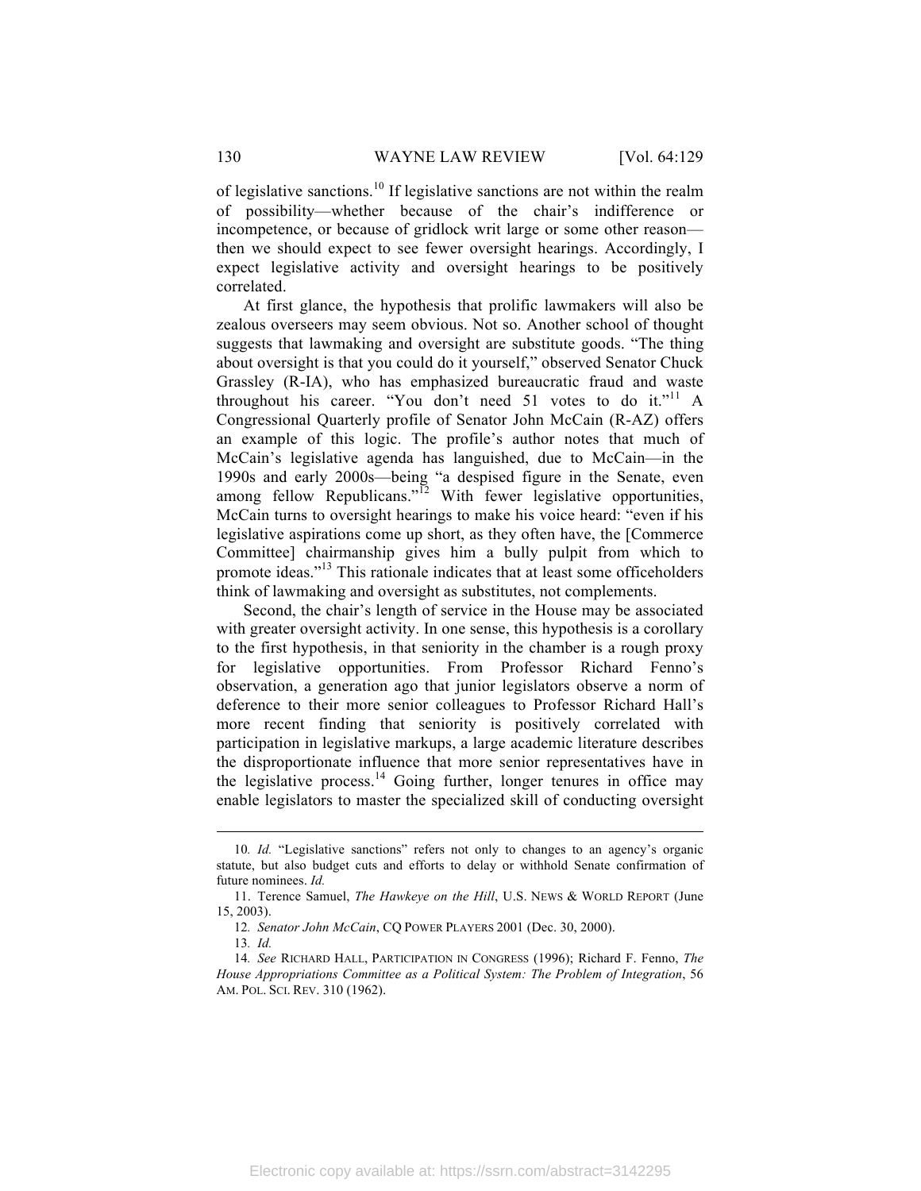of legislative sanctions.[10] If legislative sanctions are not within the realm of possibility—whether because of the chair's indifference or incompetence, or because of gridlock writ large or some other reason—then we should expect to see fewer oversight hearings. Accordingly, I expect legislative activity and oversight hearings to be positively correlated.

At first glance, the hypothesis that prolific lawmakers will also be zealous overseers may seem obvious. Not so. Another school of thought suggests that lawmaking and oversight are substitute goods. "The thing about oversight is that you could do it yourself," observed Senator Chuck Grassley (R-IA), who has emphasized bureaucratic fraud and waste throughout his career. "You don't need 51 votes to do it."[11] A Congressional Quarterly profile of Senator John McCain (R-AZ) offers an example of this logic. The profile's author notes that much of McCain's legislative agenda has languished, due to McCain—in the 1990s and early 2000s—being "a despised figure in the Senate, even among fellow Republicans."[12] With fewer legislative opportunities, McCain turns to oversight hearings to make his voice heard: "even if his legislative aspirations come up short, as they often have, the [Commerce Committee] chairmanship gives him a bully pulpit from which to promote ideas."[13] This rationale indicates that at least some officeholders think of lawmaking and oversight as substitutes, not complements.

Second, the chair's length of service in the House may be associated with greater oversight activity. In one sense, this hypothesis is a corollary to the first hypothesis, in that seniority in the chamber is a rough proxy for legislative opportunities. From Professor Richard Fenno's observation, a generation ago that junior legislators observe a norm of deference to their more senior colleagues to Professor Richard Hall's more recent finding that seniority is positively correlated with participation in legislative markups, a large academic literature describes the disproportionate influence that more senior representatives have in the legislative process.[14] Going further, longer tenures in office may enable legislators to master the specialized skill of conducting oversight

---

10. *Id.* "Legislative sanctions" refers not only to changes to an agency's organic statute, but also budget cuts and efforts to delay or withhold Senate confirmation of future nominees. *Id.*

11. Terence Samuel, *The Hawkeye on the Hill*, U.S. NEWS & WORLD REPORT (June 15, 2003).

12. *Senator John McCain*, CQ POWER PLAYERS 2001 (Dec. 30, 2000).

13. *Id.*

14. *See* RICHARD HALL, PARTICIPATION IN CONGRESS (1996); Richard F. Fenno, *The House Appropriations Committee as a Political System: The Problem of Integration*, 56 AM. POL. SCI. REV. 310 (1962).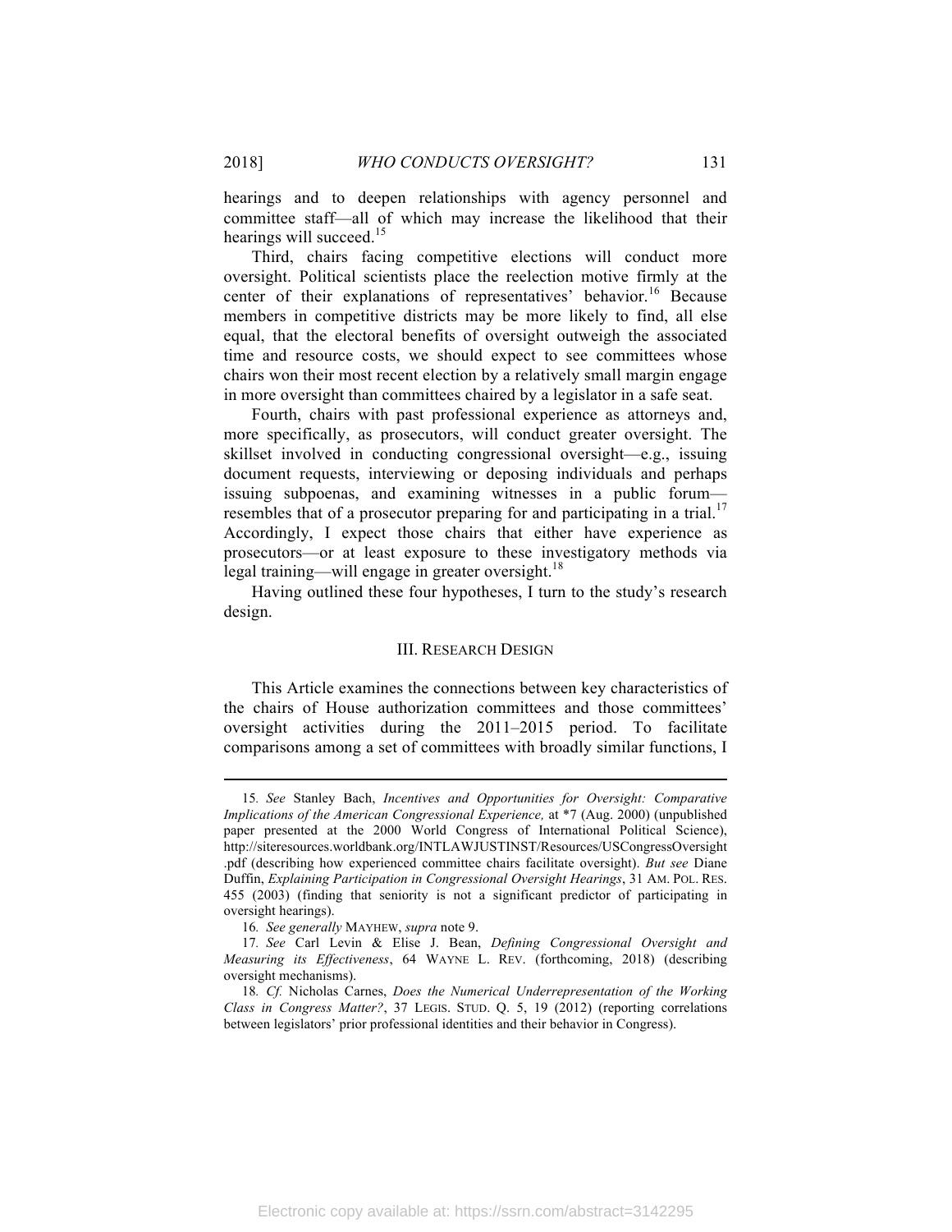hearings and to deepen relationships with agency personnel and committee staff—all of which may increase the likelihood that their hearings will succeed.[15]

Third, chairs facing competitive elections will conduct more oversight. Political scientists place the reelection motive firmly at the center of their explanations of representatives' behavior.[16] Because members in competitive districts may be more likely to find, all else equal, that the electoral benefits of oversight outweigh the associated time and resource costs, we should expect to see committees whose chairs won their most recent election by a relatively small margin engage in more oversight than committees chaired by a legislator in a safe seat.

Fourth, chairs with past professional experience as attorneys and, more specifically, as prosecutors, will conduct greater oversight. The skillset involved in conducting congressional oversight—e.g., issuing document requests, interviewing or deposing individuals and perhaps issuing subpoenas, and examining witnesses in a public forum—resembles that of a prosecutor preparing for and participating in a trial.[17] Accordingly, I expect those chairs that either have experience as prosecutors—or at least exposure to these investigatory methods via legal training—will engage in greater oversight.[18]

Having outlined these four hypotheses, I turn to the study's research design.

## III. RESEARCH DESIGN

This Article examines the connections between key characteristics of the chairs of House authorization committees and those committees' oversight activities during the 2011–2015 period. To facilitate comparisons among a set of committees with broadly similar functions, I

---

15. *See* Stanley Bach, *Incentives and Opportunities for Oversight: Comparative Implications of the American Congressional Experience,* at *7 (Aug. 2000) (unpublished paper presented at the 2000 World Congress of International Political Science), http://siteresources.worldbank.org/INTLAWJUSTINST/Resources/USCongressOversight.pdf (describing how experienced committee chairs facilitate oversight). *But see* Diane Duffin, *Explaining Participation in Congressional Oversight Hearings*, 31 AM. POL. RES. 455 (2003) (finding that seniority is not a significant predictor of participating in oversight hearings).

16. *See generally* MAYHEW, *supra* note 9.

17. *See* Carl Levin & Elise J. Bean, *Defining Congressional Oversight and Measuring its Effectiveness*, 64 WAYNE L. REV. (forthcoming, 2018) (describing oversight mechanisms).

18. *Cf.* Nicholas Carnes, *Does the Numerical Underrepresentation of the Working Class in Congress Matter?*, 37 LEGIS. STUD. Q. 5, 19 (2012) (reporting correlations between legislators' prior professional identities and their behavior in Congress).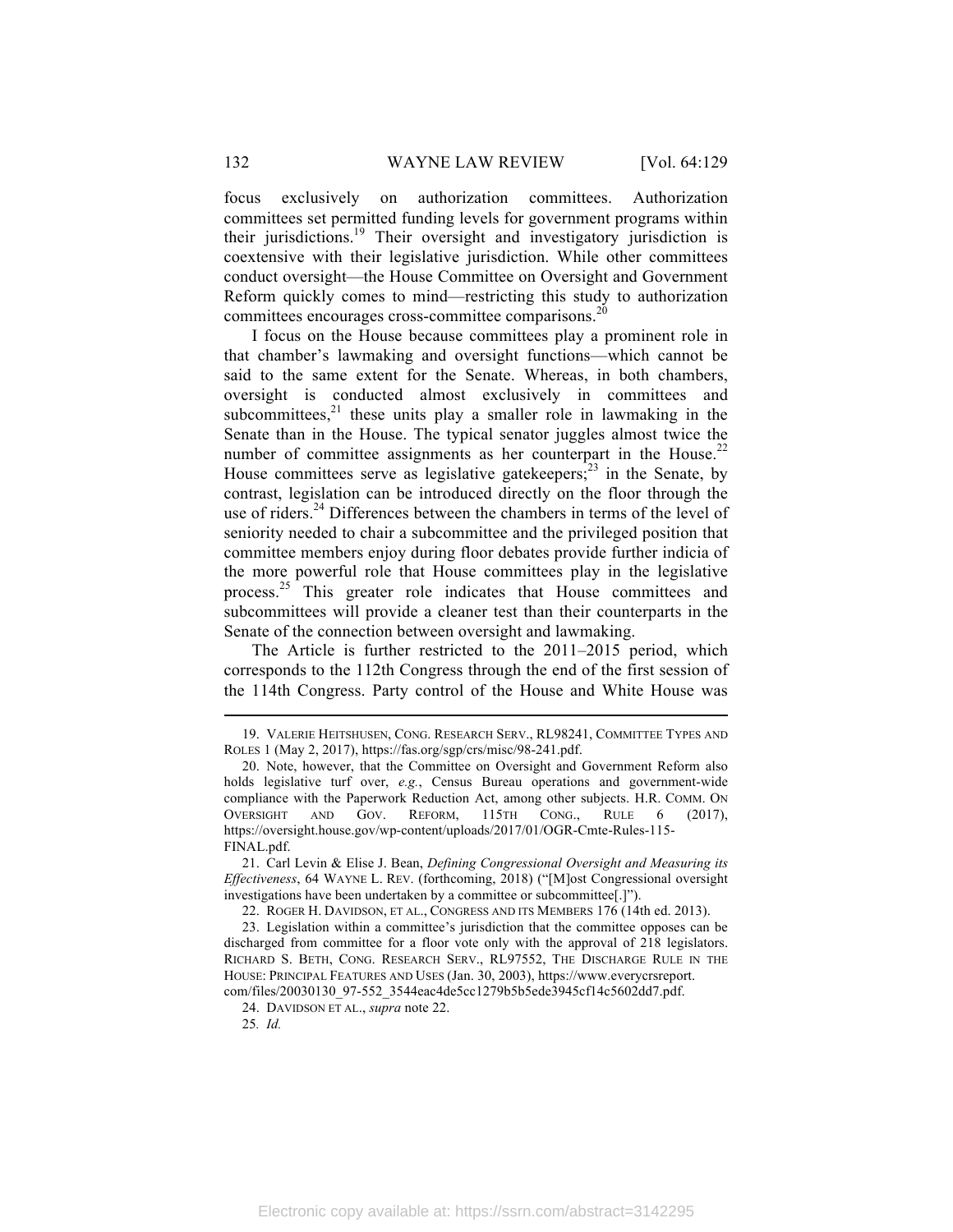focus exclusively on authorization committees. Authorization committees set permitted funding levels for government programs within their jurisdictions.[19] Their oversight and investigatory jurisdiction is coextensive with their legislative jurisdiction. While other committees conduct oversight—the House Committee on Oversight and Government Reform quickly comes to mind—restricting this study to authorization committees encourages cross-committee comparisons.[20]

I focus on the House because committees play a prominent role in that chamber's lawmaking and oversight functions—which cannot be said to the same extent for the Senate. Whereas, in both chambers, oversight is conducted almost exclusively in committees and subcommittees,[21] these units play a smaller role in lawmaking in the Senate than in the House. The typical senator juggles almost twice the number of committee assignments as her counterpart in the House.[22] House committees serve as legislative gatekeepers;[23] in the Senate, by contrast, legislation can be introduced directly on the floor through the use of riders.[24] Differences between the chambers in terms of the level of seniority needed to chair a subcommittee and the privileged position that committee members enjoy during floor debates provide further indicia of the more powerful role that House committees play in the legislative process.[25] This greater role indicates that House committees and subcommittees will provide a cleaner test than their counterparts in the Senate of the connection between oversight and lawmaking.

The Article is further restricted to the 2011–2015 period, which corresponds to the 112th Congress through the end of the first session of the 114th Congress. Party control of the House and White House was

---

19. VALERIE HEITSHUSEN, CONG. RESEARCH SERV., RL98241, COMMITTEE TYPES AND ROLES 1 (May 2, 2017), https://fas.org/sgp/crs/misc/98-241.pdf.

20. Note, however, that the Committee on Oversight and Government Reform also holds legislative turf over, *e.g.*, Census Bureau operations and government-wide compliance with the Paperwork Reduction Act, among other subjects. H.R. COMM. ON OVERSIGHT AND GOV. REFORM, 115TH CONG., RULE 6 (2017), https://oversight.house.gov/wp-content/uploads/2017/01/OGR-Cmte-Rules-115-FINAL.pdf.

21. Carl Levin & Elise J. Bean, *Defining Congressional Oversight and Measuring its Effectiveness*, 64 WAYNE L. REV. (forthcoming, 2018) ("[M]ost Congressional oversight investigations have been undertaken by a committee or subcommittee[.]").

22. ROGER H. DAVIDSON, ET AL., CONGRESS AND ITS MEMBERS 176 (14th ed. 2013).

23. Legislation within a committee's jurisdiction that the committee opposes can be discharged from committee for a floor vote only with the approval of 218 legislators. RICHARD S. BETH, CONG. RESEARCH SERV., RL97552, THE DISCHARGE RULE IN THE HOUSE: PRINCIPAL FEATURES AND USES (Jan. 30, 2003), https://www.everycrsreport.com/files/20030130_97-552_3544eac4de5cc1279b5b5ede3945cf14c5602dd7.pdf.

24. DAVIDSON ET AL., *supra* note 22.

25. *Id.*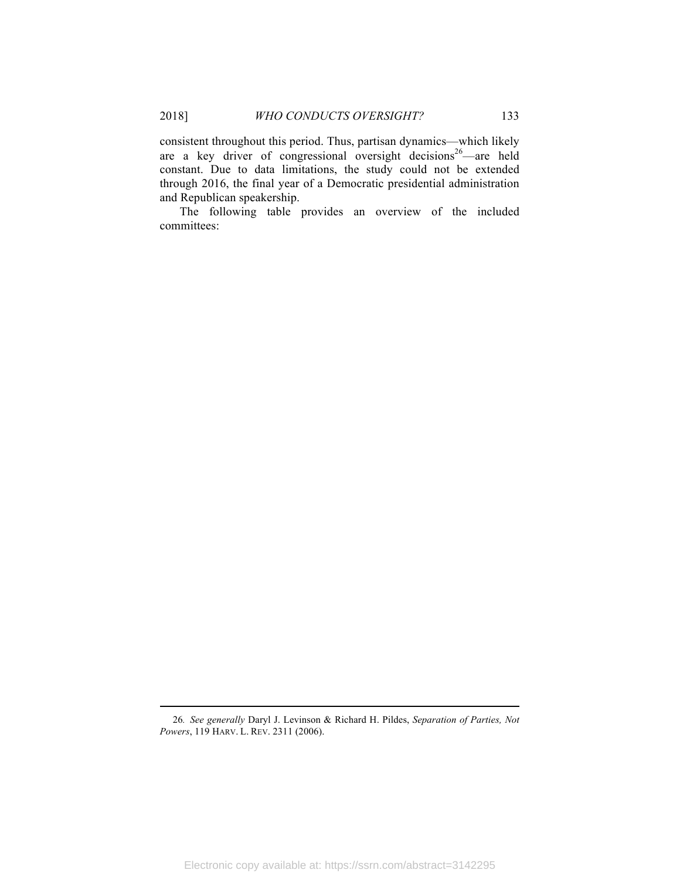consistent throughout this period. Thus, partisan dynamics—which likely are a key driver of congressional oversight decisions[26]—are held constant. Due to data limitations, the study could not be extended through 2016, the final year of a Democratic presidential administration and Republican speakership.

The following table provides an overview of the included committees:

---

26. *See generally* Daryl J. Levinson & Richard H. Pildes, *Separation of Parties, Not Powers*, 119 HARV. L. REV. 2311 (2006).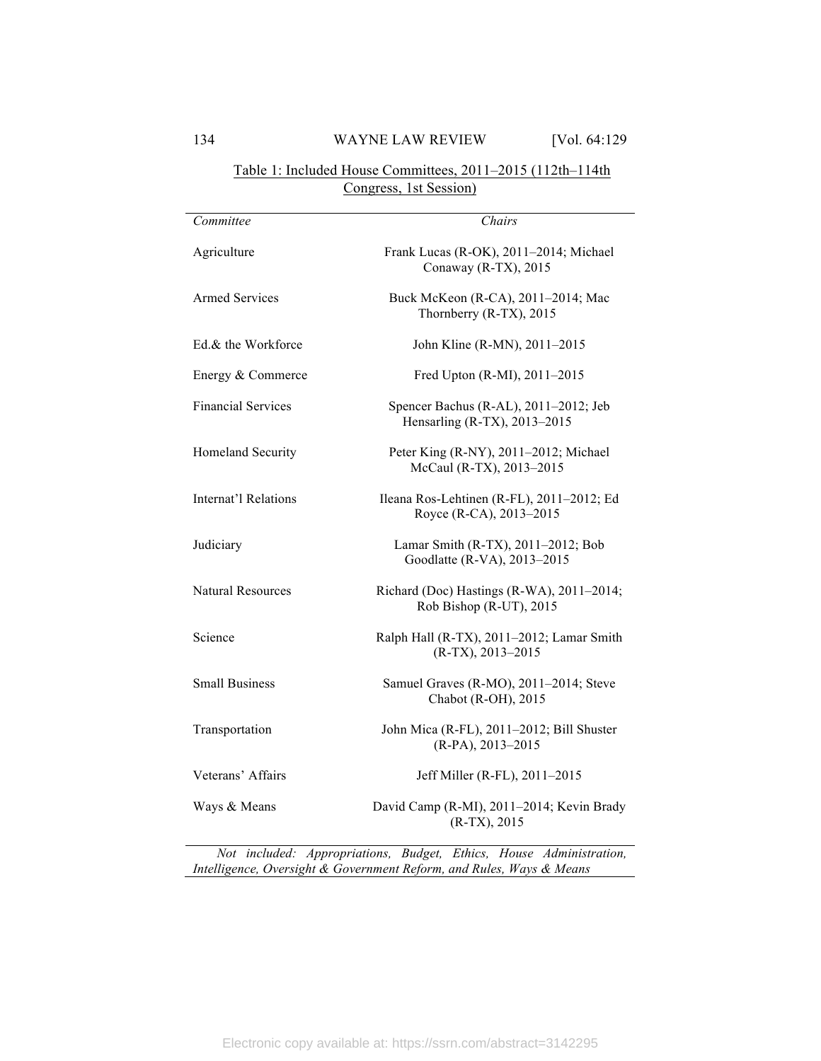Table 1: Included House Committees, 2011–2015 (112th–114th Congress, 1st Session)

| *Committee* | *Chairs* |
|---|---|
| Agriculture | Frank Lucas (R-OK), 2011–2014; Michael Conaway (R-TX), 2015 |
| Armed Services | Buck McKeon (R-CA), 2011–2014; Mac Thornberry (R-TX), 2015 |
| Ed.& the Workforce | John Kline (R-MN), 2011–2015 |
| Energy & Commerce | Fred Upton (R-MI), 2011–2015 |
| Financial Services | Spencer Bachus (R-AL), 2011–2012; Jeb Hensarling (R-TX), 2013–2015 |
| Homeland Security | Peter King (R-NY), 2011–2012; Michael McCaul (R-TX), 2013–2015 |
| Internat'l Relations | Ileana Ros-Lehtinen (R-FL), 2011–2012; Ed Royce (R-CA), 2013–2015 |
| Judiciary | Lamar Smith (R-TX), 2011–2012; Bob Goodlatte (R-VA), 2013–2015 |
| Natural Resources | Richard (Doc) Hastings (R-WA), 2011–2014; Rob Bishop (R-UT), 2015 |
| Science | Ralph Hall (R-TX), 2011–2012; Lamar Smith (R-TX), 2013–2015 |
| Small Business | Samuel Graves (R-MO), 2011–2014; Steve Chabot (R-OH), 2015 |
| Transportation | John Mica (R-FL), 2011–2012; Bill Shuster (R-PA), 2013–2015 |
| Veterans' Affairs | Jeff Miller (R-FL), 2011–2015 |
| Ways & Means | David Camp (R-MI), 2011–2014; Kevin Brady (R-TX), 2015 |

*Not included: Appropriations, Budget, Ethics, House Administration, Intelligence, Oversight & Government Reform, and Rules, Ways & Means*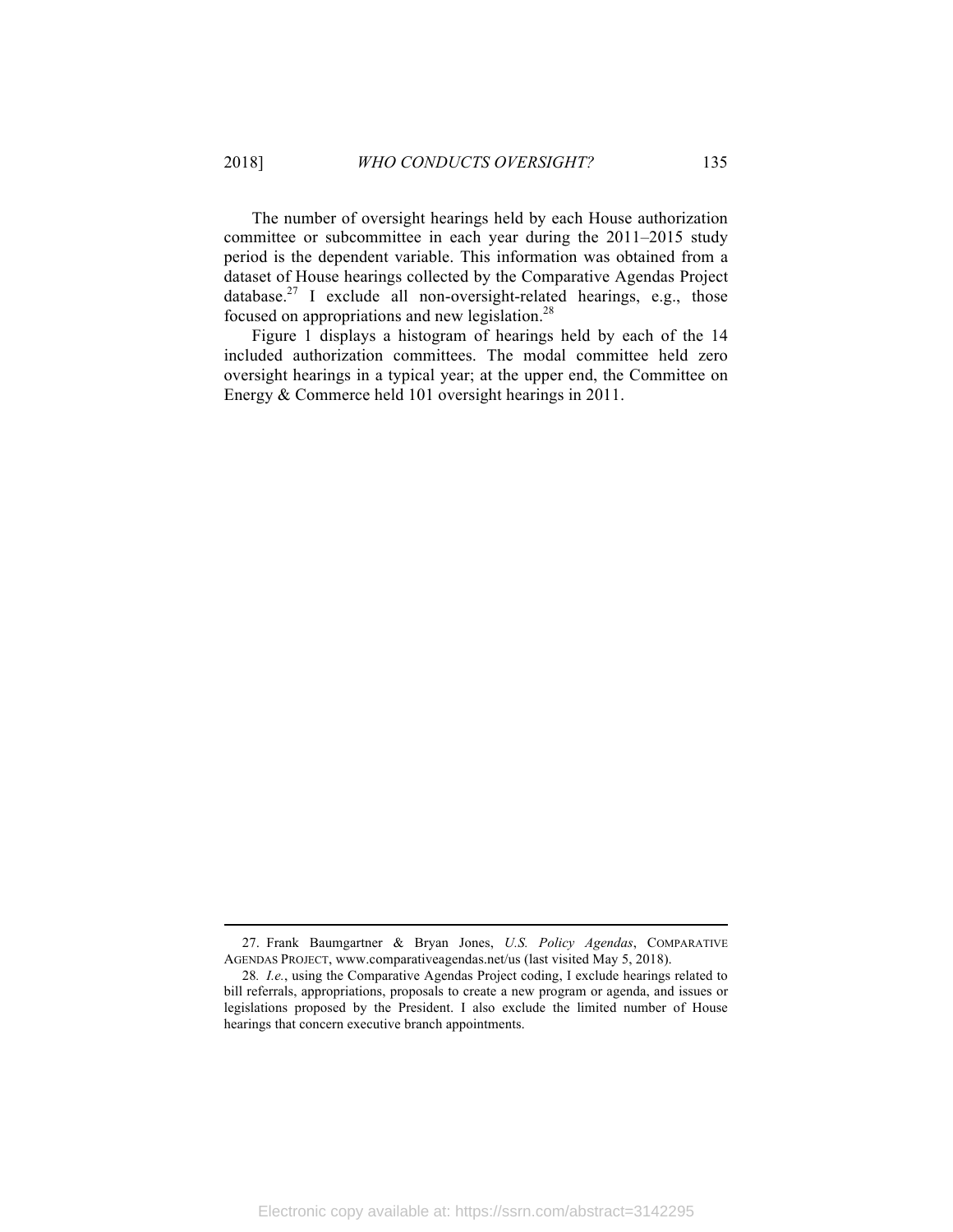The number of oversight hearings held by each House authorization committee or subcommittee in each year during the 2011–2015 study period is the dependent variable. This information was obtained from a dataset of House hearings collected by the Comparative Agendas Project database.[27] I exclude all non-oversight-related hearings, e.g., those focused on appropriations and new legislation.[28]

Figure 1 displays a histogram of hearings held by each of the 14 included authorization committees. The modal committee held zero oversight hearings in a typical year; at the upper end, the Committee on Energy & Commerce held 101 oversight hearings in 2011.

---

27. Frank Baumgartner & Bryan Jones, *U.S. Policy Agendas*, COMPARATIVE AGENDAS PROJECT, www.comparativeagendas.net/us (last visited May 5, 2018).

28. *I.e.*, using the Comparative Agendas Project coding, I exclude hearings related to bill referrals, appropriations, proposals to create a new program or agenda, and issues or legislations proposed by the President. I also exclude the limited number of House hearings that concern executive branch appointments.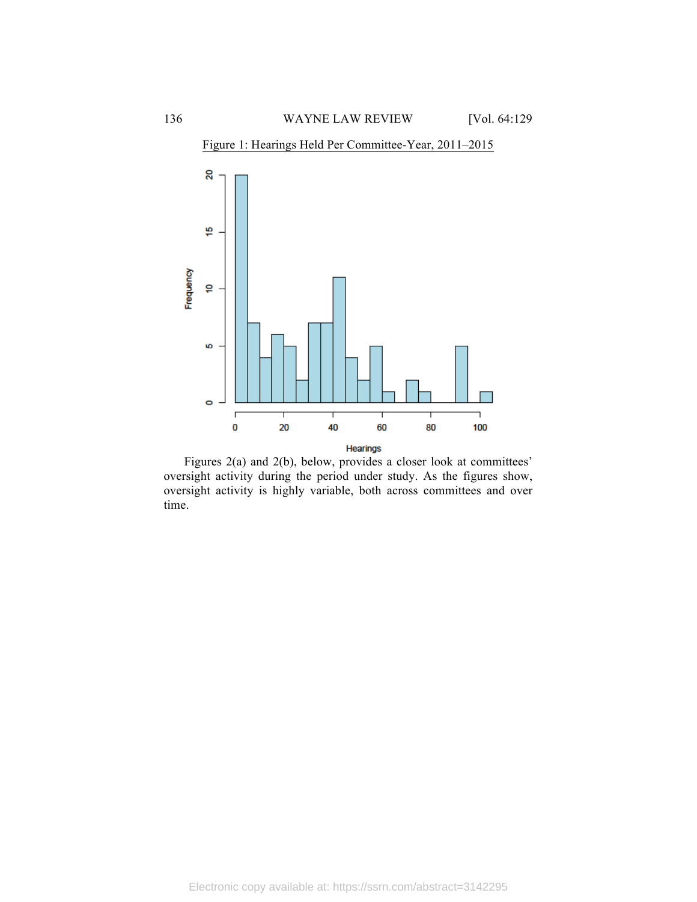Figure 1: Hearings Held Per Committee-Year, 2011–2015

Figures 2(a) and 2(b), below, provides a closer look at committees' oversight activity during the period under study. As the figures show, oversight activity is highly variable, both across committees and over time.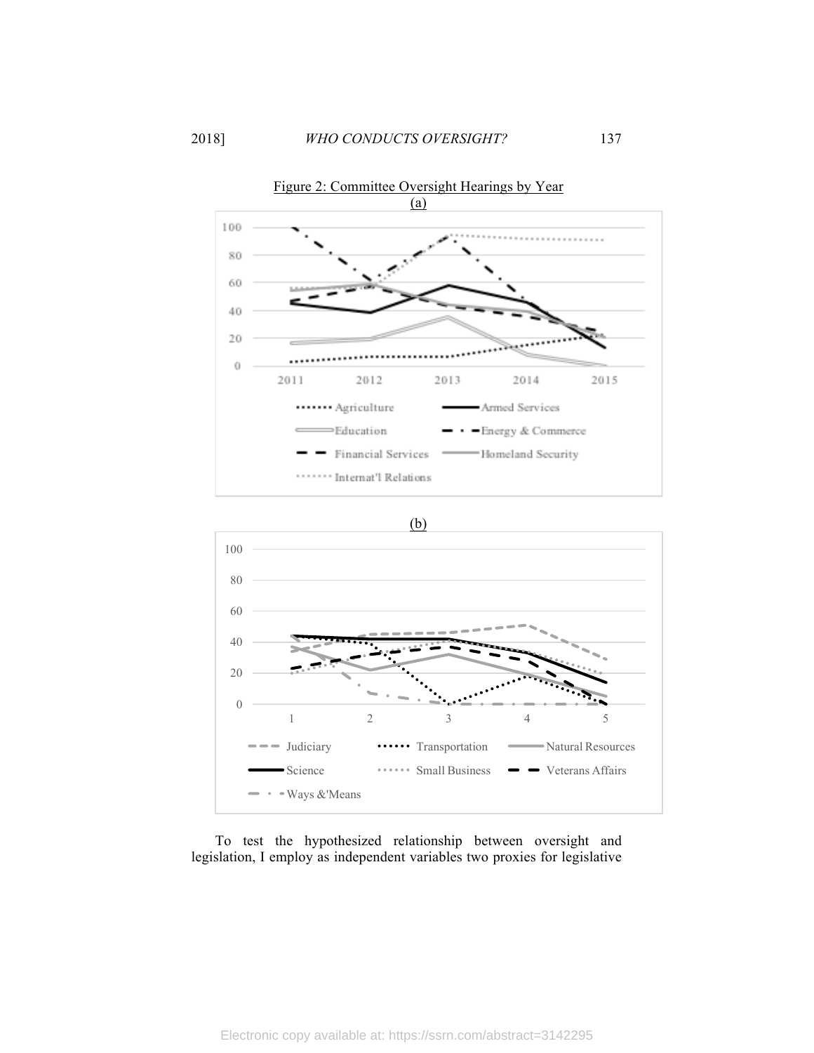Figure 2: Committee Oversight Hearings by Year

(a)

(b)

To test the hypothesized relationship between oversight and legislation, I employ as independent variables two proxies for legislative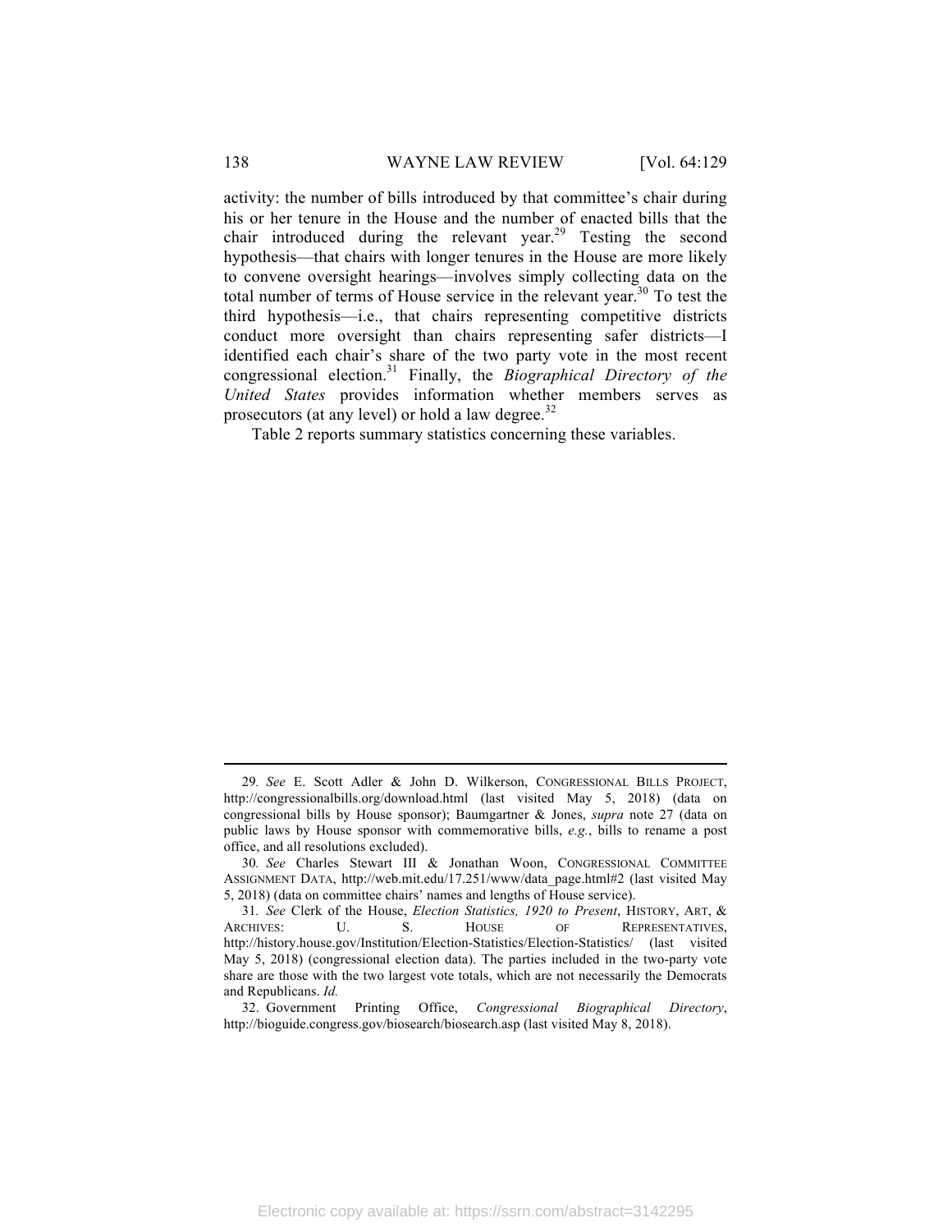activity: the number of bills introduced by that committee's chair during his or her tenure in the House and the number of enacted bills that the chair introduced during the relevant year.[29] Testing the second hypothesis—that chairs with longer tenures in the House are more likely to convene oversight hearings—involves simply collecting data on the total number of terms of House service in the relevant year.[30] To test the third hypothesis—i.e., that chairs representing competitive districts conduct more oversight than chairs representing safer districts—I identified each chair's share of the two party vote in the most recent congressional election.[31] Finally, the *Biographical Directory of the United States* provides information whether members serves as prosecutors (at any level) or hold a law degree.[32]

Table 2 reports summary statistics concerning these variables.

---

29*. See* E. Scott Adler & John D. Wilkerson, CONGRESSIONAL BILLS PROJECT, http://congressionalbills.org/download.html (last visited May 5, 2018) (data on congressional bills by House sponsor); Baumgartner & Jones, *supra* note 27 (data on public laws by House sponsor with commemorative bills, *e.g.*, bills to rename a post office, and all resolutions excluded).

30*. See* Charles Stewart III & Jonathan Woon, CONGRESSIONAL COMMITTEE ASSIGNMENT DATA, http://web.mit.edu/17.251/www/data_page.html#2 (last visited May 5, 2018) (data on committee chairs' names and lengths of House service).

31*. See* Clerk of the House, *Election Statistics, 1920 to Present*, HISTORY, ART, & ARCHIVES: U. S. HOUSE OF REPRESENTATIVES, http://history.house.gov/Institution/Election-Statistics/Election-Statistics/ (last visited May 5, 2018) (congressional election data). The parties included in the two-party vote share are those with the two largest vote totals, which are not necessarily the Democrats and Republicans. *Id.*

32. Government Printing Office, *Congressional Biographical Directory*, http://bioguide.congress.gov/biosearch/biosearch.asp (last visited May 8, 2018).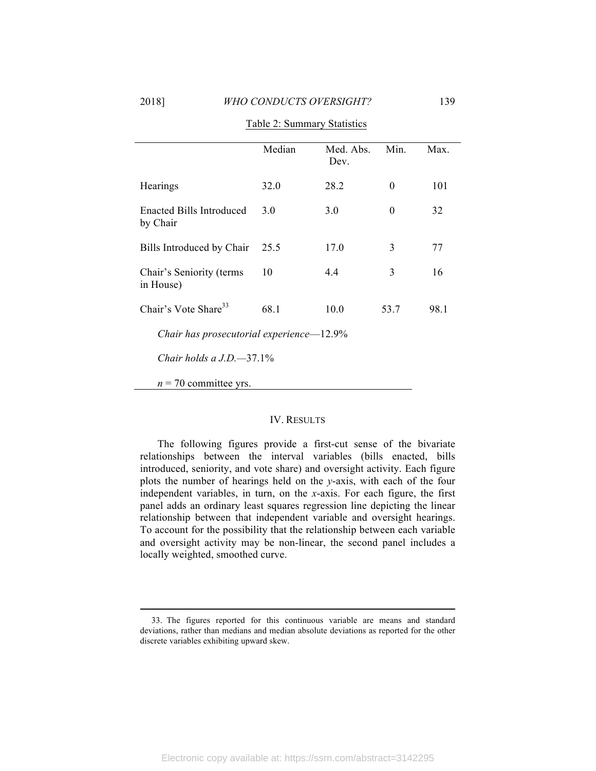Table 2: Summary Statistics

| | Median | Med. Abs. Dev. | Min. | Max. |
|---|---|---|---|---|
| Hearings | 32.0 | 28.2 | 0 | 101 |
| Enacted Bills Introduced by Chair | 3.0 | 3.0 | 0 | 32 |
| Bills Introduced by Chair | 25.5 | 17.0 | 3 | 77 |
| Chair's Seniority (terms in House) | 10 | 4.4 | 3 | 16 |
| Chair's Vote Share[33] | 68.1 | 10.0 | 53.7 | 98.1 |

*Chair has prosecutorial experience*—12.9%

*Chair holds a J.D.*—37.1%

*n* = 70 committee yrs.

## IV. RESULTS

The following figures provide a first-cut sense of the bivariate relationships between the interval variables (bills enacted, bills introduced, seniority, and vote share) and oversight activity. Each figure plots the number of hearings held on the *y*-axis, with each of the four independent variables, in turn, on the *x*-axis. For each figure, the first panel adds an ordinary least squares regression line depicting the linear relationship between that independent variable and oversight hearings. To account for the possibility that the relationship between each variable and oversight activity may be non-linear, the second panel includes a locally weighted, smoothed curve.

---

33. The figures reported for this continuous variable are means and standard deviations, rather than medians and median absolute deviations as reported for the other discrete variables exhibiting upward skew.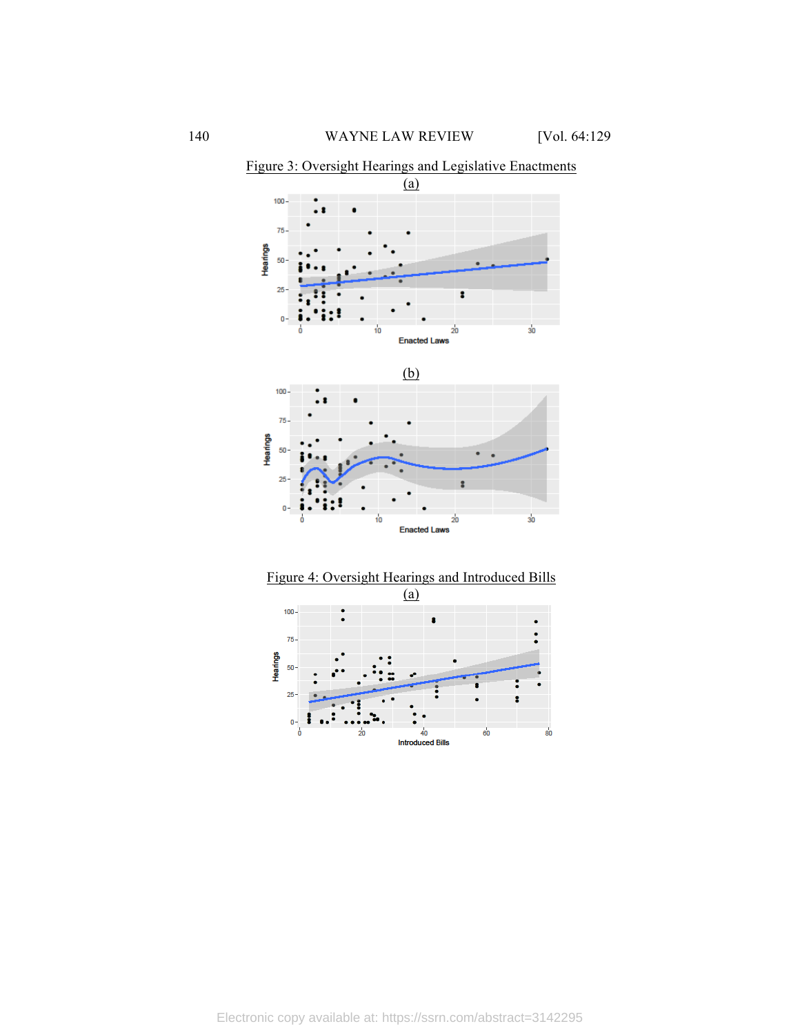Figure 3: Oversight Hearings and Legislative Enactments

(a)

(b)

Figure 4: Oversight Hearings and Introduced Bills

(a)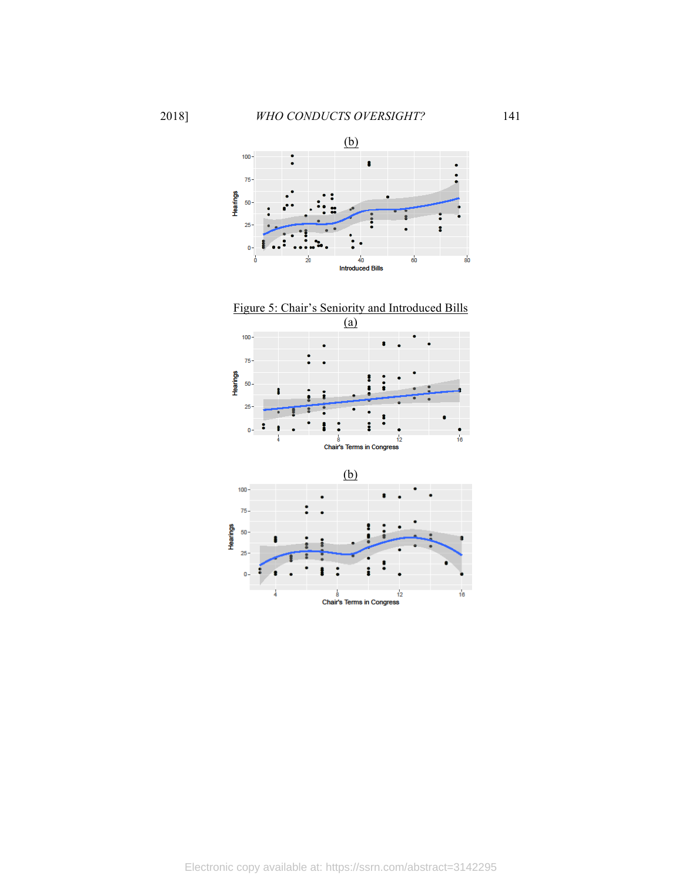(b)

Figure 5: Chair's Seniority and Introduced Bills

(a)

(b)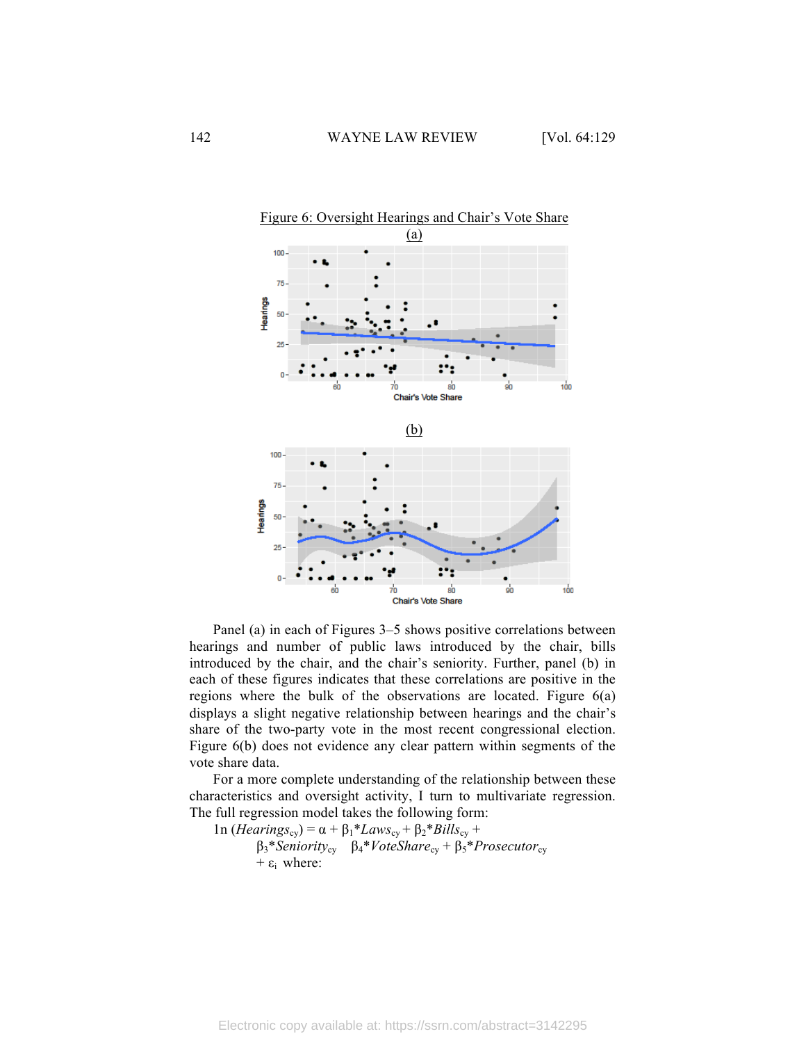Figure 6: Oversight Hearings and Chair's Vote Share

(a)

(b)

Panel (a) in each of Figures 3–5 shows positive correlations between hearings and number of public laws introduced by the chair, bills introduced by the chair, and the chair's seniority. Further, panel (b) in each of these figures indicates that these correlations are positive in the regions where the bulk of the observations are located. Figure 6(a) displays a slight negative relationship between hearings and the chair's share of the two-party vote in the most recent congressional election. Figure 6(b) does not evidence any clear pattern within segments of the vote share data.

For a more complete understanding of the relationship between these characteristics and oversight activity, I turn to multivariate regression. The full regression model takes the following form:

$$\ln(Hearings_{cy}) = \alpha + \beta_1 * Laws_{cy} + \beta_2 * Bills_{cy} + \beta_3 * Seniority_{cy} \quad \beta_4 * VoteShare_{cy} + \beta_5 * Prosecutor_{cy} + \varepsilon_i$$

where: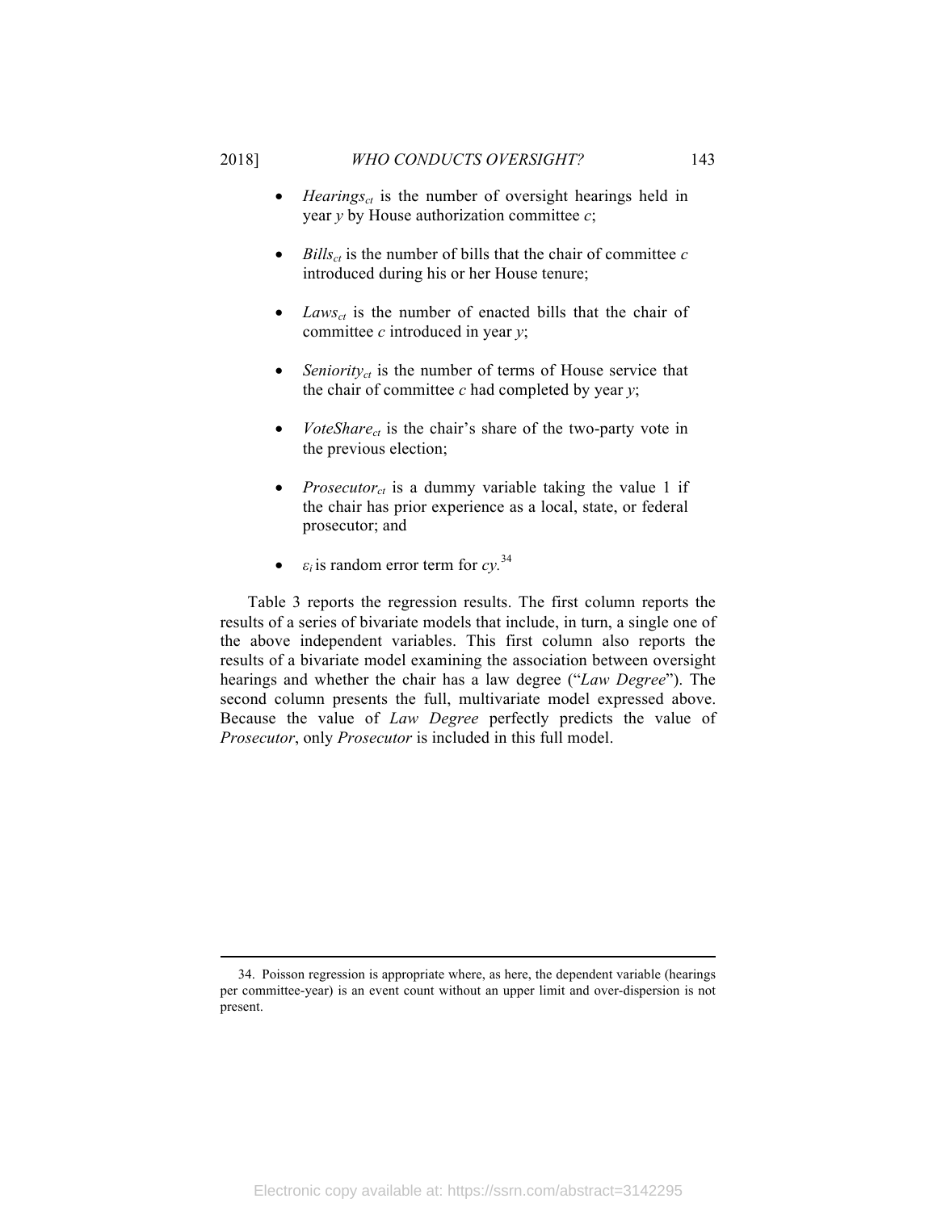- $Hearings_{ct}$ is the number of oversight hearings held in year $y$ by House authorization committee $c$;

- $Bills_{ct}$ is the number of bills that the chair of committee $c$ introduced during his or her House tenure;

- $Laws_{ct}$ is the number of enacted bills that the chair of committee $c$ introduced in year $y$;

- $Seniority_{ct}$ is the number of terms of House service that the chair of committee $c$ had completed by year $y$;

- $VoteShare_{ct}$ is the chair's share of the two-party vote in the previous election;

- $Prosecutor_{ct}$ is a dummy variable taking the value 1 if the chair has prior experience as a local, state, or federal prosecutor; and

- $\varepsilon_i$ is random error term for $cy$.[34]

Table 3 reports the regression results. The first column reports the results of a series of bivariate models that include, in turn, a single one of the above independent variables. This first column also reports the results of a bivariate model examining the association between oversight hearings and whether the chair has a law degree ("*Law Degree*"). The second column presents the full, multivariate model expressed above. Because the value of *Law Degree* perfectly predicts the value of *Prosecutor*, only *Prosecutor* is included in this full model.

---

34. Poisson regression is appropriate where, as here, the dependent variable (hearings per committee-year) is an event count without an upper limit and over-dispersion is not present.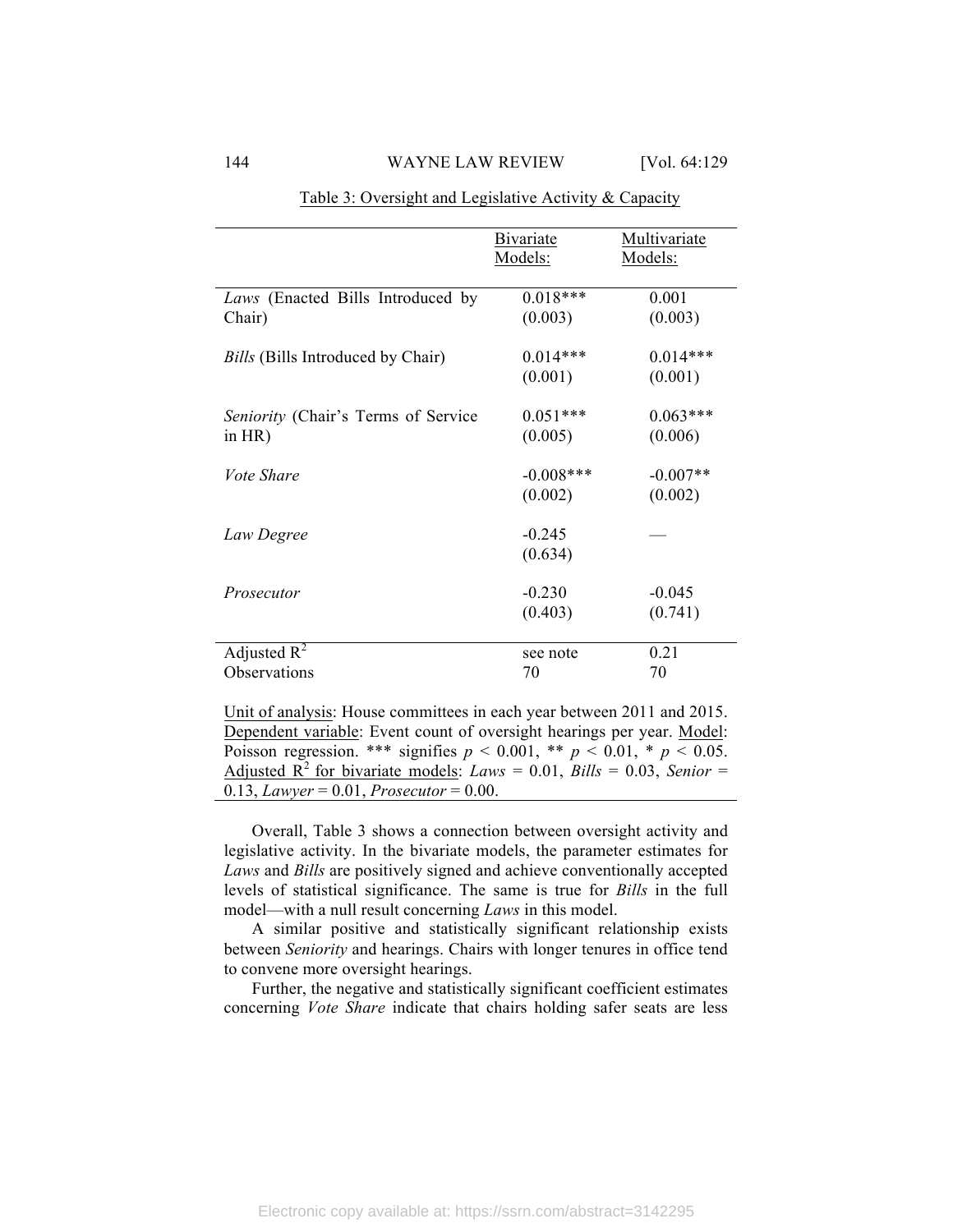Table 3: Oversight and Legislative Activity & Capacity

| | Bivariate Models: | Multivariate Models: |
|---|---|---|
| *Laws* (Enacted Bills Introduced by Chair) | 0.018*** (0.003) | 0.001 (0.003) |
| *Bills* (Bills Introduced by Chair) | 0.014*** (0.001) | 0.014*** (0.001) |
| *Seniority* (Chair's Terms of Service in HR) | 0.051*** (0.005) | 0.063*** (0.006) |
| *Vote Share* | -0.008*** (0.002) | -0.007** (0.002) |
| *Law Degree* | -0.245 (0.634) | — |
| *Prosecutor* | -0.230 (0.403) | -0.045 (0.741) |
| Adjusted $R^2$ | see note | 0.21 |
| Observations | 70 | 70 |

Unit of analysis: House committees in each year between 2011 and 2015. Dependent variable: Event count of oversight hearings per year. Model: Poisson regression. *** signifies $p < 0.001$, ** $p < 0.01$, * $p < 0.05$. Adjusted $R^2$ for bivariate models: *Laws* = 0.01, *Bills* = 0.03, *Senior* = 0.13, *Lawyer* = 0.01, *Prosecutor* = 0.00.

Overall, Table 3 shows a connection between oversight activity and legislative activity. In the bivariate models, the parameter estimates for *Laws* and *Bills* are positively signed and achieve conventionally accepted levels of statistical significance. The same is true for *Bills* in the full model—with a null result concerning *Laws* in this model.

A similar positive and statistically significant relationship exists between *Seniority* and hearings. Chairs with longer tenures in office tend to convene more oversight hearings.

Further, the negative and statistically significant coefficient estimates concerning *Vote Share* indicate that chairs holding safer seats are less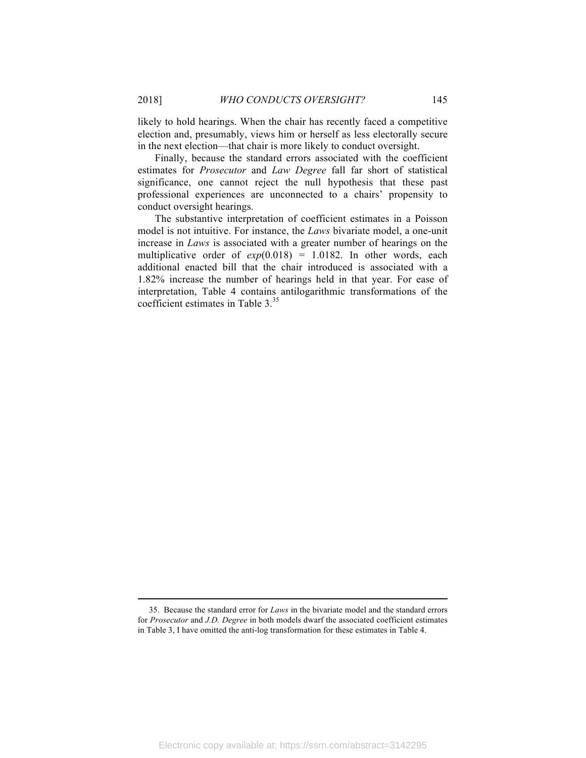likely to hold hearings. When the chair has recently faced a competitive election and, presumably, views him or herself as less electorally secure in the next election—that chair is more likely to conduct oversight.

Finally, because the standard errors associated with the coefficient estimates for *Prosecutor* and *Law Degree* fall far short of statistical significance, one cannot reject the null hypothesis that these past professional experiences are unconnected to a chairs' propensity to conduct oversight hearings.

The substantive interpretation of coefficient estimates in a Poisson model is not intuitive. For instance, the *Laws* bivariate model, a one-unit increase in *Laws* is associated with a greater number of hearings on the multiplicative order of $exp(0.018) = 1.0182$. In other words, each additional enacted bill that the chair introduced is associated with a 1.82% increase the number of hearings held in that year. For ease of interpretation, Table 4 contains antilogarithmic transformations of the coefficient estimates in Table 3.[35]

---

35. Because the standard error for *Laws* in the bivariate model and the standard errors for *Prosecutor* and *J.D. Degree* in both models dwarf the associated coefficient estimates in Table 3, I have omitted the anti-log transformation for these estimates in Table 4.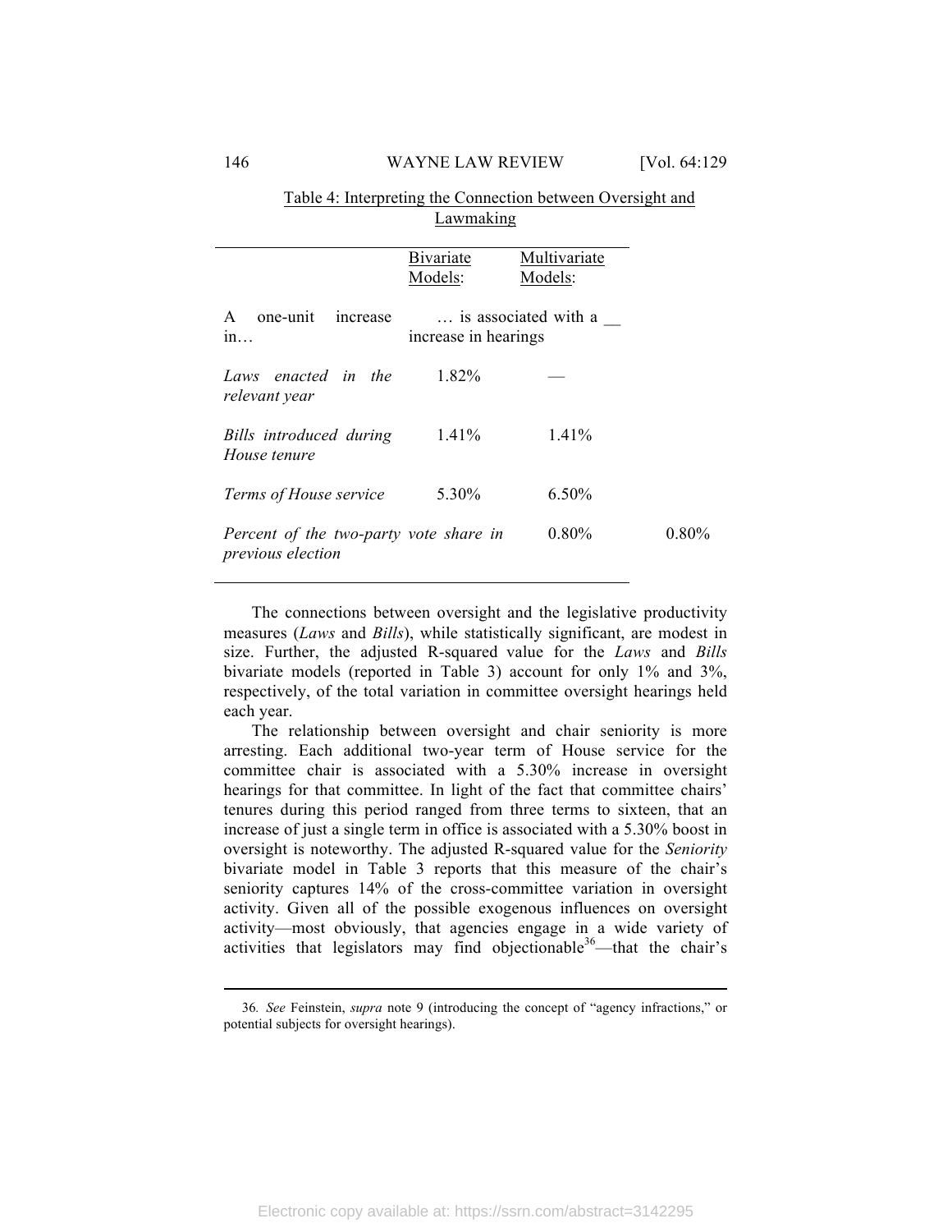Table 4: Interpreting the Connection between Oversight and Lawmaking

| | Bivariate Models: | Multivariate Models: |
| --- | --- | --- |
| A one-unit increase in… | … is associated with a __ increase in hearings | |
| *Laws enacted in the relevant year* | 1.82% | — |
| *Bills introduced during House tenure* | 1.41% | 1.41% |
| *Terms of House service* | 5.30% | 6.50% |
| *Percent of the two-party vote share in previous election* | 0.80% | 0.80% |

The connections between oversight and the legislative productivity measures (*Laws* and *Bills*), while statistically significant, are modest in size. Further, the adjusted R-squared value for the *Laws* and *Bills* bivariate models (reported in Table 3) account for only 1% and 3%, respectively, of the total variation in committee oversight hearings held each year.

The relationship between oversight and chair seniority is more arresting. Each additional two-year term of House service for the committee chair is associated with a 5.30% increase in oversight hearings for that committee. In light of the fact that committee chairs' tenures during this period ranged from three terms to sixteen, that an increase of just a single term in office is associated with a 5.30% boost in oversight is noteworthy. The adjusted R-squared value for the *Seniority* bivariate model in Table 3 reports that this measure of the chair's seniority captures 14% of the cross-committee variation in oversight activity. Given all of the possible exogenous influences on oversight activity—most obviously, that agencies engage in a wide variety of activities that legislators may find objectionable[36]—that the chair's

36. *See* Feinstein, *supra* note 9 (introducing the concept of "agency infractions," or potential subjects for oversight hearings).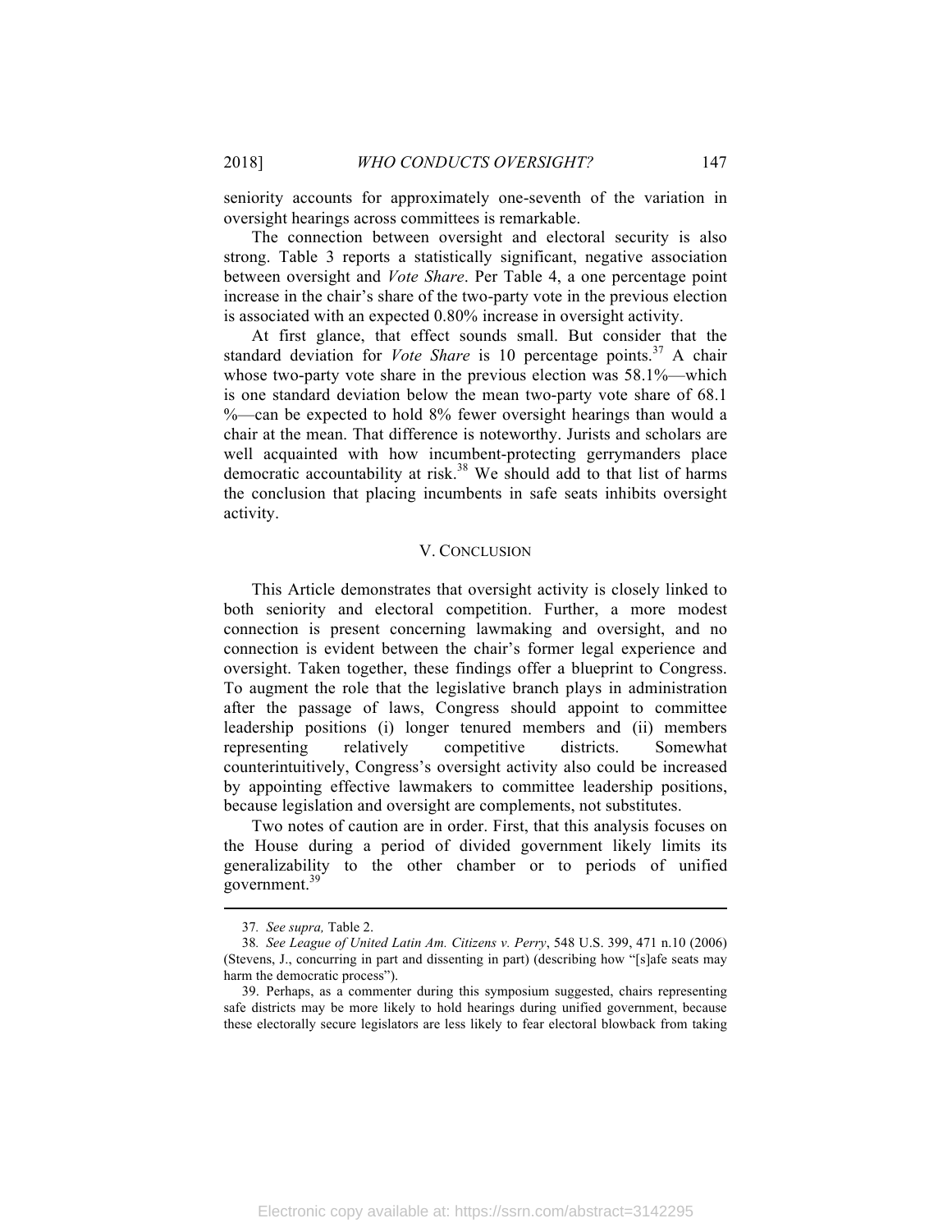seniority accounts for approximately one-seventh of the variation in oversight hearings across committees is remarkable.

The connection between oversight and electoral security is also strong. Table 3 reports a statistically significant, negative association between oversight and *Vote Share*. Per Table 4, a one percentage point increase in the chair's share of the two-party vote in the previous election is associated with an expected 0.80% increase in oversight activity.

At first glance, that effect sounds small. But consider that the standard deviation for *Vote Share* is 10 percentage points.[37] A chair whose two-party vote share in the previous election was 58.1%—which is one standard deviation below the mean two-party vote share of 68.1 %—can be expected to hold 8% fewer oversight hearings than would a chair at the mean. That difference is noteworthy. Jurists and scholars are well acquainted with how incumbent-protecting gerrymanders place democratic accountability at risk.[38] We should add to that list of harms the conclusion that placing incumbents in safe seats inhibits oversight activity.

## V. CONCLUSION

This Article demonstrates that oversight activity is closely linked to both seniority and electoral competition. Further, a more modest connection is present concerning lawmaking and oversight, and no connection is evident between the chair's former legal experience and oversight. Taken together, these findings offer a blueprint to Congress. To augment the role that the legislative branch plays in administration after the passage of laws, Congress should appoint to committee leadership positions (i) longer tenured members and (ii) members representing relatively competitive districts. Somewhat counterintuitively, Congress's oversight activity also could be increased by appointing effective lawmakers to committee leadership positions, because legislation and oversight are complements, not substitutes.

Two notes of caution are in order. First, that this analysis focuses on the House during a period of divided government likely limits its generalizability to the other chamber or to periods of unified government.[39]

---

37. *See supra*, Table 2.

38. *See League of United Latin Am. Citizens v. Perry*, 548 U.S. 399, 471 n.10 (2006) (Stevens, J., concurring in part and dissenting in part) (describing how "[s]afe seats may harm the democratic process").

39. Perhaps, as a commenter during this symposium suggested, chairs representing safe districts may be more likely to hold hearings during unified government, because these electorally secure legislators are less likely to fear electoral blowback from taking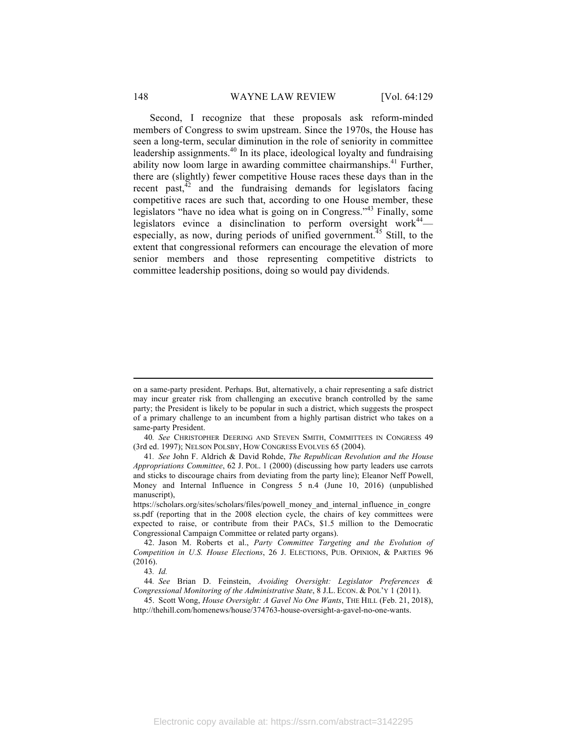Second, I recognize that these proposals ask reform-minded members of Congress to swim upstream. Since the 1970s, the House has seen a long-term, secular diminution in the role of seniority in committee leadership assignments.[40] In its place, ideological loyalty and fundraising ability now loom large in awarding committee chairmanships.[41] Further, there are (slightly) fewer competitive House races these days than in the recent past,[42] and the fundraising demands for legislators facing competitive races are such that, according to one House member, these legislators "have no idea what is going on in Congress."[43] Finally, some legislators evince a disinclination to perform oversight work[44]—especially, as now, during periods of unified government.[45] Still, to the extent that congressional reformers can encourage the elevation of more senior members and those representing competitive districts to committee leadership positions, doing so would pay dividends.

---

on a same-party president. Perhaps. But, alternatively, a chair representing a safe district may incur greater risk from challenging an executive branch controlled by the same party; the President is likely to be popular in such a district, which suggests the prospect of a primary challenge to an incumbent from a highly partisan district who takes on a same-party President.

40. *See* CHRISTOPHER DEERING AND STEVEN SMITH, COMMITTEES IN CONGRESS 49 (3rd ed. 1997); NELSON POLSBY, HOW CONGRESS EVOLVES 65 (2004).

41. *See* John F. Aldrich & David Rohde, *The Republican Revolution and the House Appropriations Committee*, 62 J. POL. 1 (2000) (discussing how party leaders use carrots and sticks to discourage chairs from deviating from the party line); Eleanor Neff Powell, Money and Internal Influence in Congress 5 n.4 (June 10, 2016) (unpublished manuscript), https://scholars.org/sites/scholars/files/powell_money_and_internal_influence_in_congress.pdf (reporting that in the 2008 election cycle, the chairs of key committees were expected to raise, or contribute from their PACs, $1.5 million to the Democratic Congressional Campaign Committee or related party organs).

42. Jason M. Roberts et al., *Party Committee Targeting and the Evolution of Competition in U.S. House Elections*, 26 J. ELECTIONS, PUB. OPINION, & PARTIES 96 (2016).

43. *Id.*

44. *See* Brian D. Feinstein, *Avoiding Oversight: Legislator Preferences & Congressional Monitoring of the Administrative State*, 8 J.L. ECON. & POL'Y 1 (2011).

45. Scott Wong, *House Oversight: A Gavel No One Wants*, THE HILL (Feb. 21, 2018), http://thehill.com/homenews/house/374763-house-oversight-a-gavel-no-one-wants.